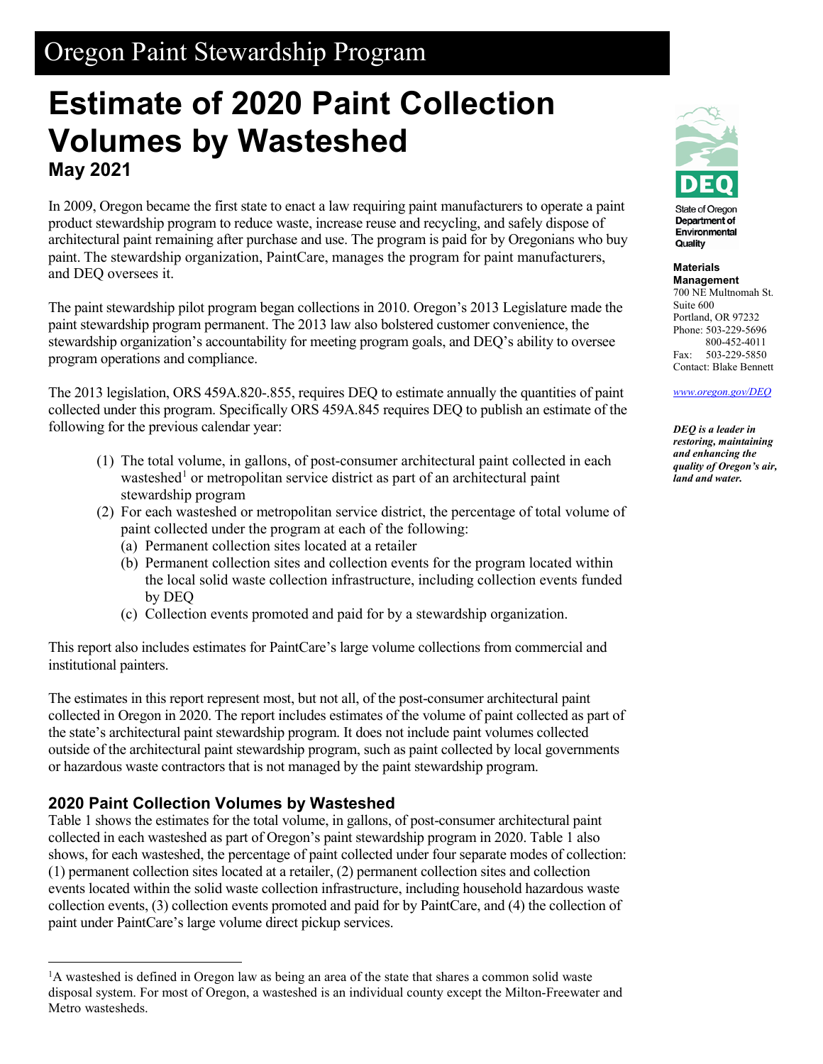# Oregon Paint Stewardship Program

# Estimate of 2020 Paint Collection Volumes by Wasteshed

**May 2021**

In 2009, Oregon became the first state to enact a law requiring paint manufacturers to operate a paint product stewardship program to reduce waste, increase reuse and recycling, and safely dispose of architectural paint remaining after purchase and use. The program is paid for by Oregonians who buy paint. The stewardship organization, PaintCare, manages the program for paint manufacturers, and DEQ oversees it.

The paint stewardship pilot program began collections in 2010. Oregon's 2013 Legislature made the paint stewardship program permanent. The 2013 law also bolstered customer convenience, the stewardship organization's accountability for meeting program goals, and DEQ's ability to oversee program operations and compliance.

The 2013 legislation, ORS 459A.820-.855, requires DEQ to estimate annually the quantities of paint collected under this program. Specifically ORS 459A.845 requires DEQ to publish an estimate of the following for the previous calendar year:

(1) The total volume, in gallons, of post-consumer architectural paint collected in each wasteshed[1] or metropolitan service district as part of an architectural paint stewardship program
(2) For each wasteshed or metropolitan service district, the percentage of total volume of paint collected under the program at each of the following:
  (a) Permanent collection sites located at a retailer
  (b) Permanent collection sites and collection events for the program located within the local solid waste collection infrastructure, including collection events funded by DEQ
  (c) Collection events promoted and paid for by a stewardship organization.

This report also includes estimates for PaintCare's large volume collections from commercial and institutional painters.

The estimates in this report represent most, but not all, of the post-consumer architectural paint collected in Oregon in 2020. The report includes estimates of the volume of paint collected as part of the state's architectural paint stewardship program. It does not include paint volumes collected outside of the architectural paint stewardship program, such as paint collected by local governments or hazardous waste contractors that is not managed by the paint stewardship program.

## 2020 Paint Collection Volumes by Wasteshed

Table 1 shows the estimates for the total volume, in gallons, of post-consumer architectural paint collected in each wasteshed as part of Oregon's paint stewardship program in 2020. Table 1 also shows, for each wasteshed, the percentage of paint collected under four separate modes of collection: (1) permanent collection sites located at a retailer, (2) permanent collection sites and collection events located within the solid waste collection infrastructure, including household hazardous waste collection events, (3) collection events promoted and paid for by PaintCare, and (4) the collection of paint under PaintCare's large volume direct pickup services.

State of Oregon Department of Environmental Quality

**Materials Management**
700 NE Multnomah St.
Suite 600
Portland, OR 97232
Phone: 503-229-5696
800-452-4011
Fax: 503-229-5850
Contact: Blake Bennett

*www.oregon.gov/DEQ*

***DEQ is a leader in restoring, maintaining and enhancing the quality of Oregon's air, land and water.***

---

[1] A wasteshed is defined in Oregon law as being an area of the state that shares a common solid waste disposal system. For most of Oregon, a wasteshed is an individual county except the Milton-Freewater and Metro wastesheds.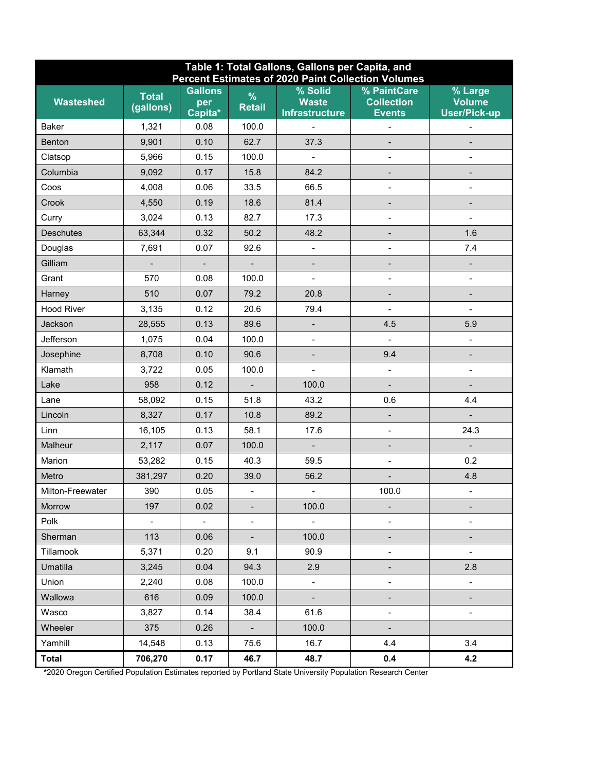**Table 1: Total Gallons, Gallons per Capita, and Percent Estimates of 2020 Paint Collection Volumes**

| Wasteshed | Total (gallons) | Gallons per Capita* | % Retail | % Solid Waste Infrastructure | % PaintCare Collection Events | % Large Volume User/Pick-up |
|---|---|---|---|---|---|---|
| Baker | 1,321 | 0.08 | 100.0 | - | - | - |
| Benton | 9,901 | 0.10 | 62.7 | 37.3 | - | - |
| Clatsop | 5,966 | 0.15 | 100.0 | - | - | - |
| Columbia | 9,092 | 0.17 | 15.8 | 84.2 | - | - |
| Coos | 4,008 | 0.06 | 33.5 | 66.5 | - | - |
| Crook | 4,550 | 0.19 | 18.6 | 81.4 | - | - |
| Curry | 3,024 | 0.13 | 82.7 | 17.3 | - | - |
| Deschutes | 63,344 | 0.32 | 50.2 | 48.2 | - | 1.6 |
| Douglas | 7,691 | 0.07 | 92.6 | - | - | 7.4 |
| Gilliam | - | - | - | - | - | - |
| Grant | 570 | 0.08 | 100.0 | - | - | - |
| Harney | 510 | 0.07 | 79.2 | 20.8 | - | - |
| Hood River | 3,135 | 0.12 | 20.6 | 79.4 | - | - |
| Jackson | 28,555 | 0.13 | 89.6 | - | 4.5 | 5.9 |
| Jefferson | 1,075 | 0.04 | 100.0 | - | - | - |
| Josephine | 8,708 | 0.10 | 90.6 | - | 9.4 | - |
| Klamath | 3,722 | 0.05 | 100.0 | - | - | - |
| Lake | 958 | 0.12 | - | 100.0 | - | - |
| Lane | 58,092 | 0.15 | 51.8 | 43.2 | 0.6 | 4.4 |
| Lincoln | 8,327 | 0.17 | 10.8 | 89.2 | - | - |
| Linn | 16,105 | 0.13 | 58.1 | 17.6 | - | 24.3 |
| Malheur | 2,117 | 0.07 | 100.0 | - | - | - |
| Marion | 53,282 | 0.15 | 40.3 | 59.5 | - | 0.2 |
| Metro | 381,297 | 0.20 | 39.0 | 56.2 | - | 4.8 |
| Milton-Freewater | 390 | 0.05 | - | - | 100.0 | - |
| Morrow | 197 | 0.02 | - | 100.0 | - | - |
| Polk | - | - | - | - | - | - |
| Sherman | 113 | 0.06 | - | 100.0 | - | - |
| Tillamook | 5,371 | 0.20 | 9.1 | 90.9 | - | - |
| Umatilla | 3,245 | 0.04 | 94.3 | 2.9 | - | 2.8 |
| Union | 2,240 | 0.08 | 100.0 | - | - | - |
| Wallowa | 616 | 0.09 | 100.0 | - | - | - |
| Wasco | 3,827 | 0.14 | 38.4 | 61.6 | - | - |
| Wheeler | 375 | 0.26 | - | 100.0 | - | |
| Yamhill | 14,548 | 0.13 | 75.6 | 16.7 | 4.4 | 3.4 |
| **Total** | **706,270** | **0.17** | **46.7** | **48.7** | **0.4** | **4.2** |

*2020 Oregon Certified Population Estimates reported by Portland State University Population Research Center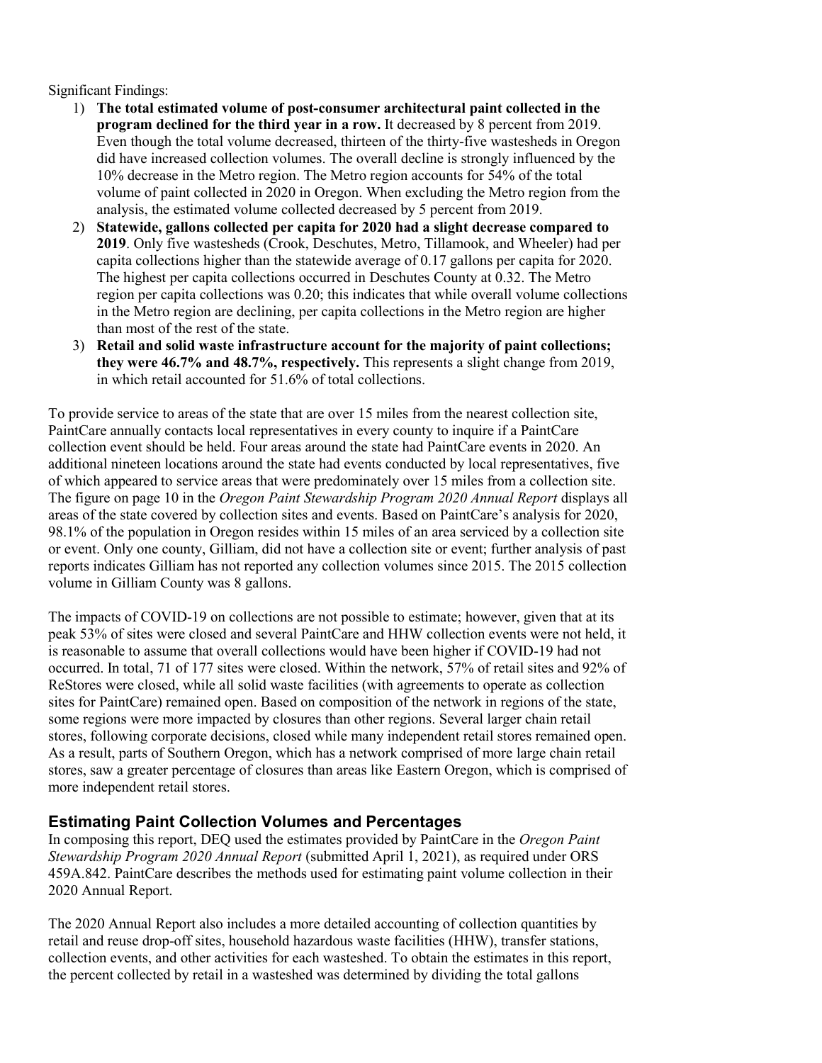Significant Findings:

1) **The total estimated volume of post-consumer architectural paint collected in the program declined for the third year in a row.** It decreased by 8 percent from 2019. Even though the total volume decreased, thirteen of the thirty-five wastesheds in Oregon did have increased collection volumes. The overall decline is strongly influenced by the 10% decrease in the Metro region. The Metro region accounts for 54% of the total volume of paint collected in 2020 in Oregon. When excluding the Metro region from the analysis, the estimated volume collected decreased by 5 percent from 2019.
2) **Statewide, gallons collected per capita for 2020 had a slight decrease compared to 2019**. Only five wastesheds (Crook, Deschutes, Metro, Tillamook, and Wheeler) had per capita collections higher than the statewide average of 0.17 gallons per capita for 2020. The highest per capita collections occurred in Deschutes County at 0.32. The Metro region per capita collections was 0.20; this indicates that while overall volume collections in the Metro region are declining, per capita collections in the Metro region are higher than most of the rest of the state.
3) **Retail and solid waste infrastructure account for the majority of paint collections; they were 46.7% and 48.7%, respectively.** This represents a slight change from 2019, in which retail accounted for 51.6% of total collections.

To provide service to areas of the state that are over 15 miles from the nearest collection site, PaintCare annually contacts local representatives in every county to inquire if a PaintCare collection event should be held. Four areas around the state had PaintCare events in 2020. An additional nineteen locations around the state had events conducted by local representatives, five of which appeared to service areas that were predominately over 15 miles from a collection site. The figure on page 10 in the *Oregon Paint Stewardship Program 2020 Annual Report* displays all areas of the state covered by collection sites and events. Based on PaintCare's analysis for 2020, 98.1% of the population in Oregon resides within 15 miles of an area serviced by a collection site or event. Only one county, Gilliam, did not have a collection site or event; further analysis of past reports indicates Gilliam has not reported any collection volumes since 2015. The 2015 collection volume in Gilliam County was 8 gallons.

The impacts of COVID-19 on collections are not possible to estimate; however, given that at its peak 53% of sites were closed and several PaintCare and HHW collection events were not held, it is reasonable to assume that overall collections would have been higher if COVID-19 had not occurred. In total, 71 of 177 sites were closed. Within the network, 57% of retail sites and 92% of ReStores were closed, while all solid waste facilities (with agreements to operate as collection sites for PaintCare) remained open. Based on composition of the network in regions of the state, some regions were more impacted by closures than other regions. Several larger chain retail stores, following corporate decisions, closed while many independent retail stores remained open. As a result, parts of Southern Oregon, which has a network comprised of more large chain retail stores, saw a greater percentage of closures than areas like Eastern Oregon, which is comprised of more independent retail stores.

## Estimating Paint Collection Volumes and Percentages

In composing this report, DEQ used the estimates provided by PaintCare in the *Oregon Paint Stewardship Program 2020 Annual Report* (submitted April 1, 2021), as required under ORS 459A.842. PaintCare describes the methods used for estimating paint volume collection in their 2020 Annual Report.

The 2020 Annual Report also includes a more detailed accounting of collection quantities by retail and reuse drop-off sites, household hazardous waste facilities (HHW), transfer stations, collection events, and other activities for each wasteshed. To obtain the estimates in this report, the percent collected by retail in a wasteshed was determined by dividing the total gallons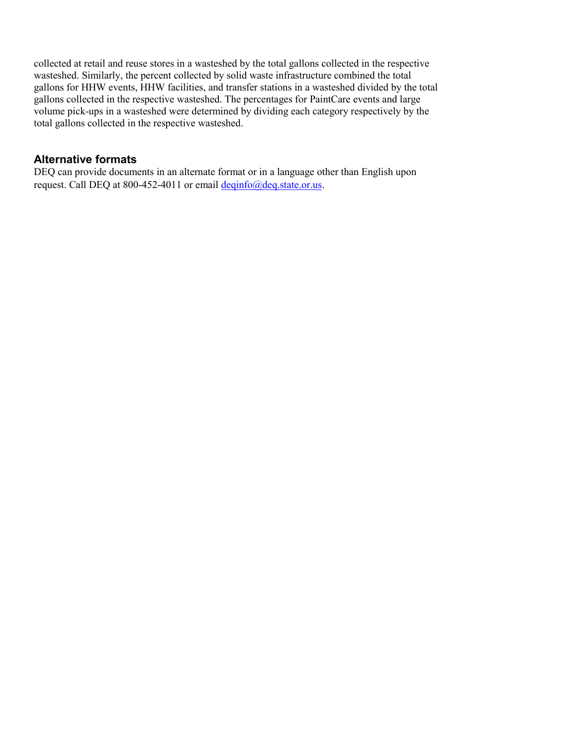collected at retail and reuse stores in a wasteshed by the total gallons collected in the respective wasteshed. Similarly, the percent collected by solid waste infrastructure combined the total gallons for HHW events, HHW facilities, and transfer stations in a wasteshed divided by the total gallons collected in the respective wasteshed. The percentages for PaintCare events and large volume pick-ups in a wasteshed were determined by dividing each category respectively by the total gallons collected in the respective wasteshed.

## Alternative formats

DEQ can provide documents in an alternate format or in a language other than English upon request. Call DEQ at 800-452-4011 or email deqinfo@deq.state.or.us.